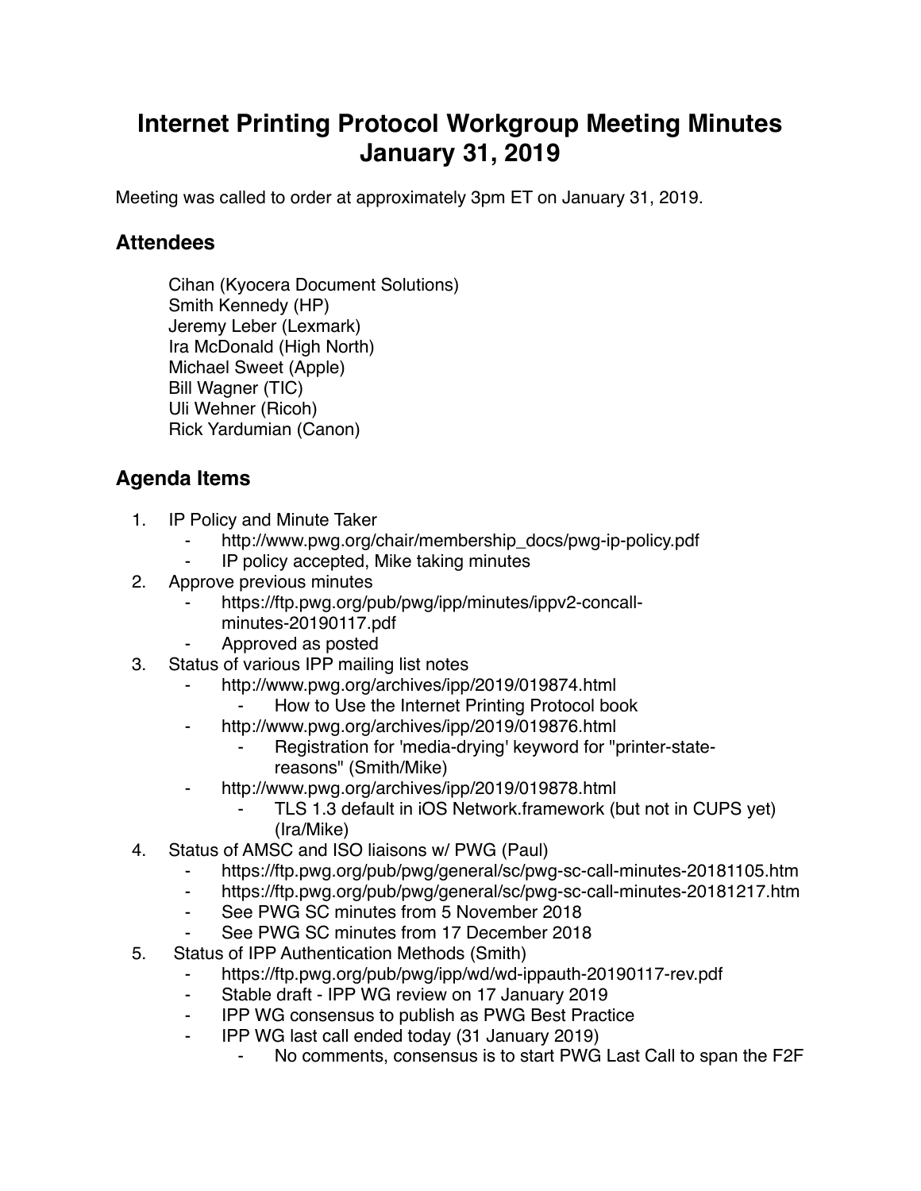# Internet Printing Protocol Workgroup Meeting Minutes January 31, 2019

Meeting was called to order at approximately 3pm ET on January 31, 2019.

## Attendees

Cihan (Kyocera Document Solutions)
Smith Kennedy (HP)
Jeremy Leber (Lexmark)
Ira McDonald (High North)
Michael Sweet (Apple)
Bill Wagner (TIC)
Uli Wehner (Ricoh)
Rick Yardumian (Canon)

## Agenda Items

1. IP Policy and Minute Taker
    - http://www.pwg.org/chair/membership_docs/pwg-ip-policy.pdf
    - IP policy accepted, Mike taking minutes
2. Approve previous minutes
    - https://ftp.pwg.org/pub/pwg/ipp/minutes/ippv2-concall-minutes-20190117.pdf
    - Approved as posted
3. Status of various IPP mailing list notes
    - http://www.pwg.org/archives/ipp/2019/019874.html
        - How to Use the Internet Printing Protocol book
    - http://www.pwg.org/archives/ipp/2019/019876.html
        - Registration for 'media-drying' keyword for "printer-state-reasons" (Smith/Mike)
    - http://www.pwg.org/archives/ipp/2019/019878.html
        - TLS 1.3 default in iOS Network.framework (but not in CUPS yet) (Ira/Mike)
4. Status of AMSC and ISO liaisons w/ PWG (Paul)
    - https://ftp.pwg.org/pub/pwg/general/sc/pwg-sc-call-minutes-20181105.htm
    - https://ftp.pwg.org/pub/pwg/general/sc/pwg-sc-call-minutes-20181217.htm
    - See PWG SC minutes from 5 November 2018
    - See PWG SC minutes from 17 December 2018
5. Status of IPP Authentication Methods (Smith)
    - https://ftp.pwg.org/pub/pwg/ipp/wd/wd-ippauth-20190117-rev.pdf
    - Stable draft - IPP WG review on 17 January 2019
    - IPP WG consensus to publish as PWG Best Practice
    - IPP WG last call ended today (31 January 2019)
        - No comments, consensus is to start PWG Last Call to span the F2F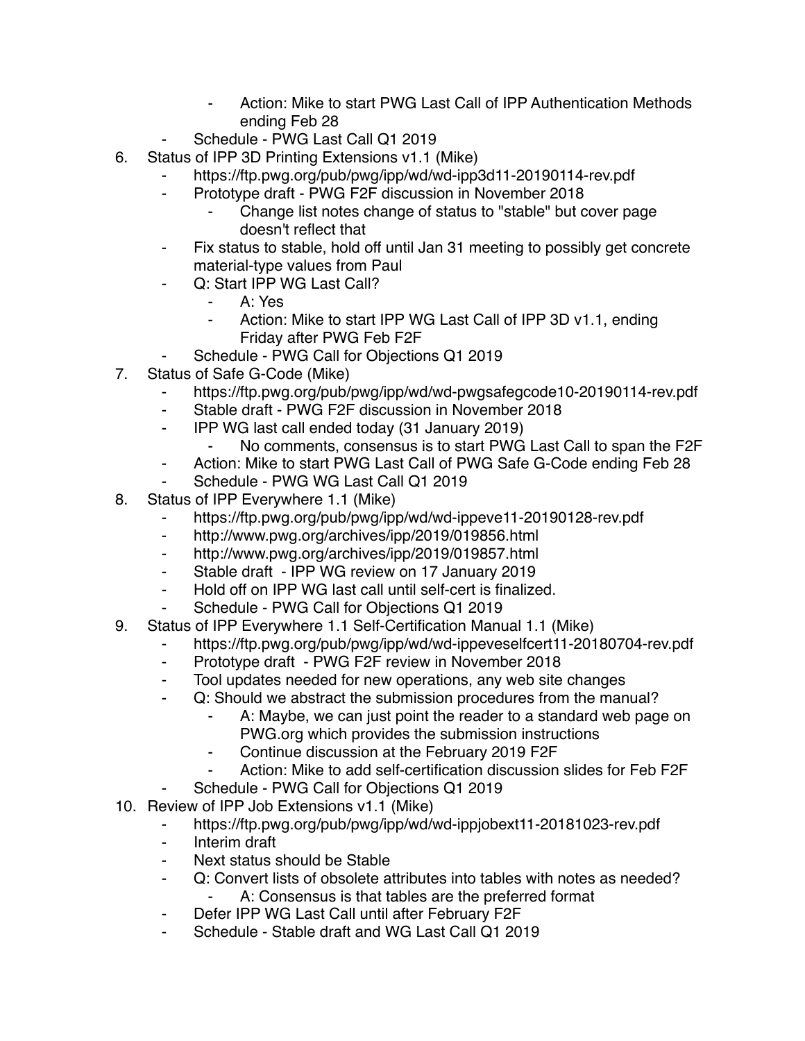- Action: Mike to start PWG Last Call of IPP Authentication Methods ending Feb 28
    - Schedule - PWG Last Call Q1 2019
6. Status of IPP 3D Printing Extensions v1.1 (Mike)
    - https://ftp.pwg.org/pub/pwg/ipp/wd/wd-ipp3d11-20190114-rev.pdf
    - Prototype draft - PWG F2F discussion in November 2018
        - Change list notes change of status to "stable" but cover page doesn't reflect that
    - Fix status to stable, hold off until Jan 31 meeting to possibly get concrete material-type values from Paul
    - Q: Start IPP WG Last Call?
        - A: Yes
        - Action: Mike to start IPP WG Last Call of IPP 3D v1.1, ending Friday after PWG Feb F2F
    - Schedule - PWG Call for Objections Q1 2019
7. Status of Safe G-Code (Mike)
    - https://ftp.pwg.org/pub/pwg/ipp/wd/wd-pwgsafegcode10-20190114-rev.pdf
    - Stable draft - PWG F2F discussion in November 2018
    - IPP WG last call ended today (31 January 2019)
        - No comments, consensus is to start PWG Last Call to span the F2F
    - Action: Mike to start PWG Last Call of PWG Safe G-Code ending Feb 28
    - Schedule - PWG WG Last Call Q1 2019
8. Status of IPP Everywhere 1.1 (Mike)
    - https://ftp.pwg.org/pub/pwg/ipp/wd/wd-ippeve11-20190128-rev.pdf
    - http://www.pwg.org/archives/ipp/2019/019856.html
    - http://www.pwg.org/archives/ipp/2019/019857.html
    - Stable draft - IPP WG review on 17 January 2019
    - Hold off on IPP WG last call until self-cert is finalized.
    - Schedule - PWG Call for Objections Q1 2019
9. Status of IPP Everywhere 1.1 Self-Certification Manual 1.1 (Mike)
    - https://ftp.pwg.org/pub/pwg/ipp/wd/wd-ippeveselfcert11-20180704-rev.pdf
    - Prototype draft - PWG F2F review in November 2018
    - Tool updates needed for new operations, any web site changes
    - Q: Should we abstract the submission procedures from the manual?
        - A: Maybe, we can just point the reader to a standard web page on PWG.org which provides the submission instructions
        - Continue discussion at the February 2019 F2F
        - Action: Mike to add self-certification discussion slides for Feb F2F
    - Schedule - PWG Call for Objections Q1 2019
10. Review of IPP Job Extensions v1.1 (Mike)
    - https://ftp.pwg.org/pub/pwg/ipp/wd/wd-ippjobext11-20181023-rev.pdf
    - Interim draft
    - Next status should be Stable
    - Q: Convert lists of obsolete attributes into tables with notes as needed?
        - A: Consensus is that tables are the preferred format
    - Defer IPP WG Last Call until after February F2F
    - Schedule - Stable draft and WG Last Call Q1 2019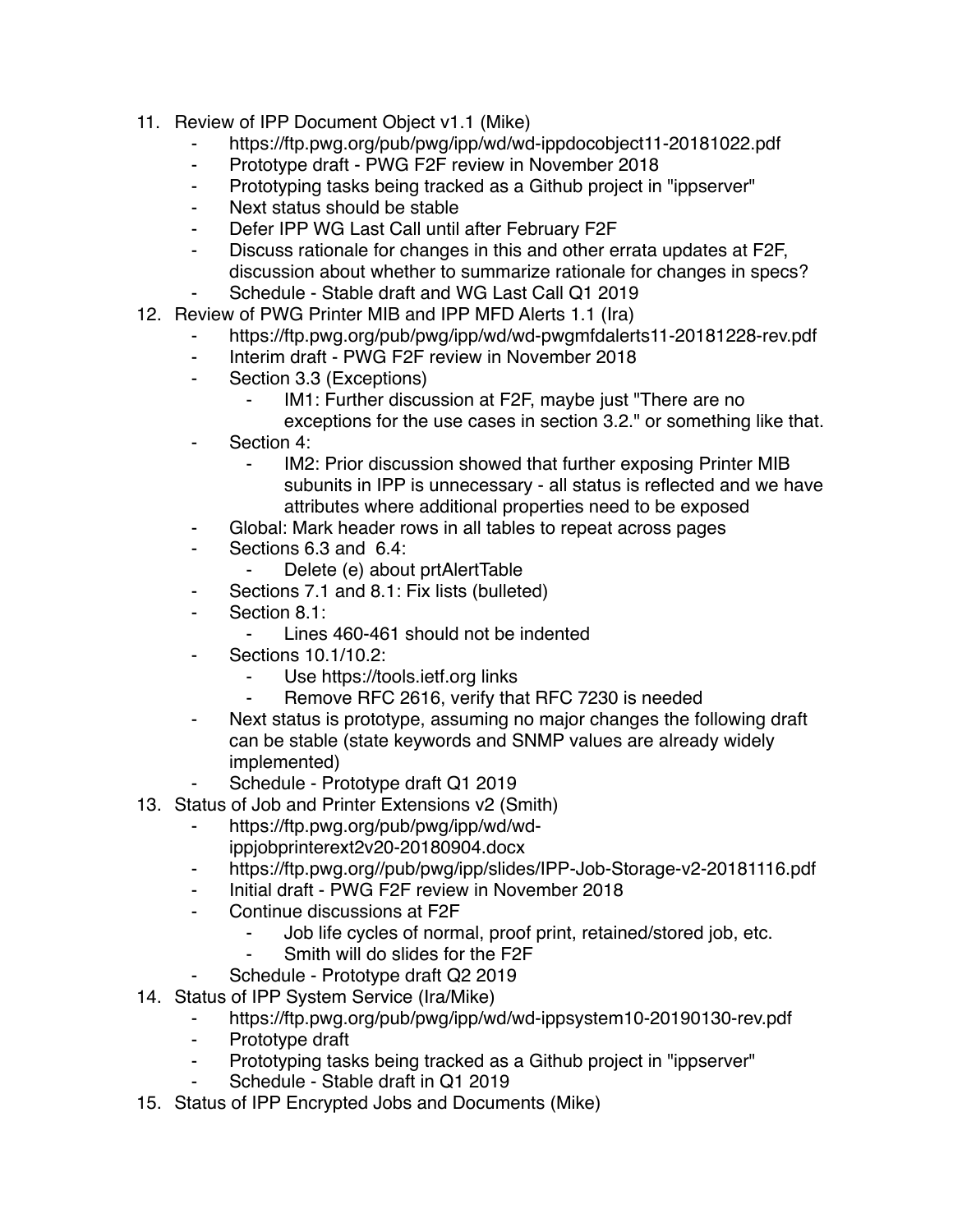11. Review of IPP Document Object v1.1 (Mike)
    - https://ftp.pwg.org/pub/pwg/ipp/wd/wd-ippdocobject11-20181022.pdf
    - Prototype draft - PWG F2F review in November 2018
    - Prototyping tasks being tracked as a Github project in "ippserver"
    - Next status should be stable
    - Defer IPP WG Last Call until after February F2F
    - Discuss rationale for changes in this and other errata updates at F2F, discussion about whether to summarize rationale for changes in specs?
    - Schedule - Stable draft and WG Last Call Q1 2019
12. Review of PWG Printer MIB and IPP MFD Alerts 1.1 (Ira)
    - https://ftp.pwg.org/pub/pwg/ipp/wd/wd-pwgmfdalerts11-20181228-rev.pdf
    - Interim draft - PWG F2F review in November 2018
    - Section 3.3 (Exceptions)
        - IM1: Further discussion at F2F, maybe just "There are no exceptions for the use cases in section 3.2." or something like that.
    - Section 4:
        - IM2: Prior discussion showed that further exposing Printer MIB subunits in IPP is unnecessary - all status is reflected and we have attributes where additional properties need to be exposed
    - Global: Mark header rows in all tables to repeat across pages
    - Sections 6.3 and 6.4:
        - Delete (e) about prtAlertTable
    - Sections 7.1 and 8.1: Fix lists (bulleted)
    - Section 8.1:
        - Lines 460-461 should not be indented
    - Sections 10.1/10.2:
        - Use https://tools.ietf.org links
        - Remove RFC 2616, verify that RFC 7230 is needed
    - Next status is prototype, assuming no major changes the following draft can be stable (state keywords and SNMP values are already widely implemented)
    - Schedule - Prototype draft Q1 2019
13. Status of Job and Printer Extensions v2 (Smith)
    - https://ftp.pwg.org/pub/pwg/ipp/wd/wd-ippjobprinterext2v20-20180904.docx
    - https://ftp.pwg.org//pub/pwg/ipp/slides/IPP-Job-Storage-v2-20181116.pdf
    - Initial draft - PWG F2F review in November 2018
    - Continue discussions at F2F
        - Job life cycles of normal, proof print, retained/stored job, etc.
        - Smith will do slides for the F2F
    - Schedule - Prototype draft Q2 2019
14. Status of IPP System Service (Ira/Mike)
    - https://ftp.pwg.org/pub/pwg/ipp/wd/wd-ippsystem10-20190130-rev.pdf
    - Prototype draft
    - Prototyping tasks being tracked as a Github project in "ippserver"
    - Schedule - Stable draft in Q1 2019
15. Status of IPP Encrypted Jobs and Documents (Mike)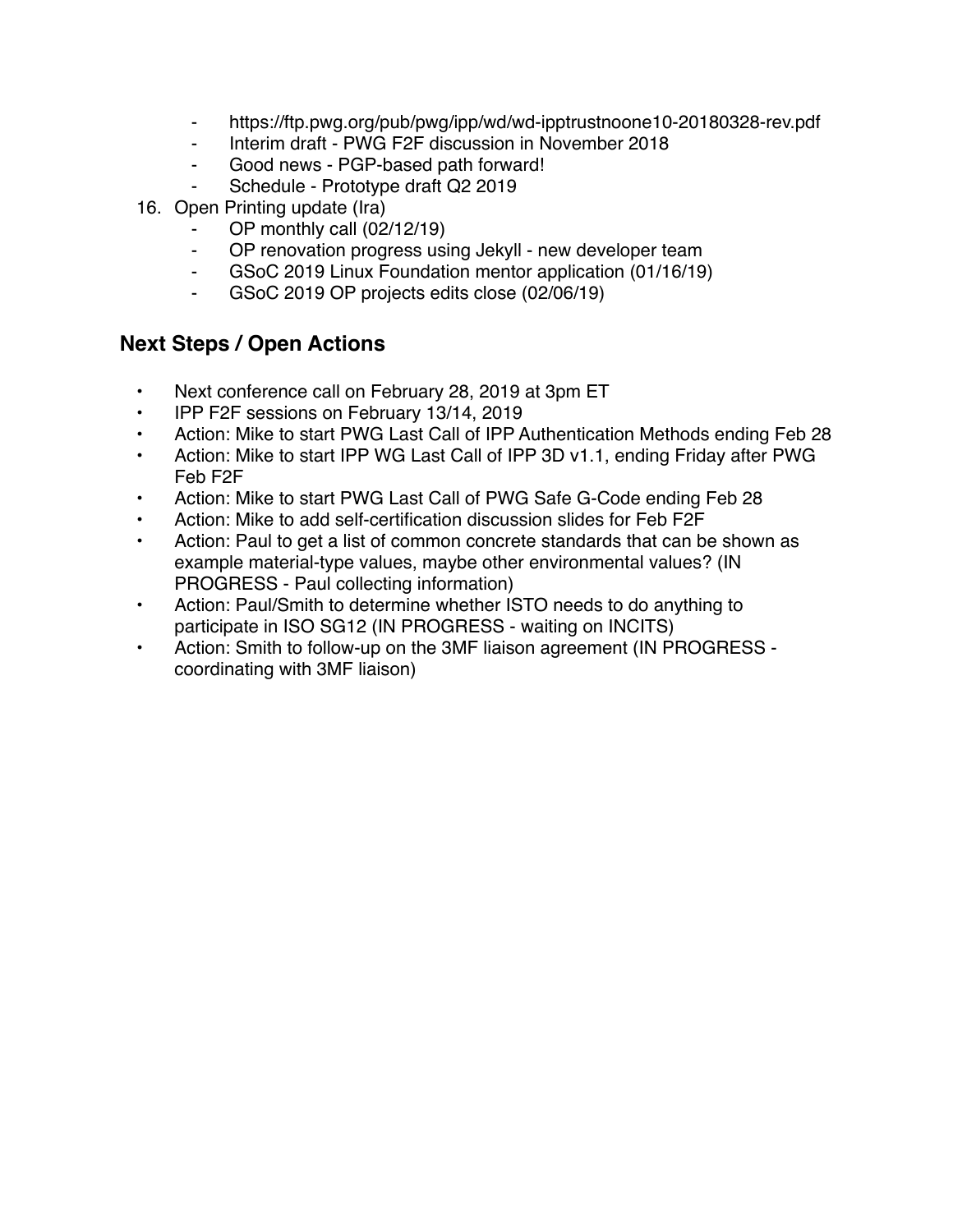- https://ftp.pwg.org/pub/pwg/ipp/wd/wd-ipptrustnoone10-20180328-rev.pdf
    - Interim draft - PWG F2F discussion in November 2018
    - Good news - PGP-based path forward!
    - Schedule - Prototype draft Q2 2019
16. Open Printing update (Ira)
    - OP monthly call (02/12/19)
    - OP renovation progress using Jekyll - new developer team
    - GSoC 2019 Linux Foundation mentor application (01/16/19)
    - GSoC 2019 OP projects edits close (02/06/19)

## Next Steps / Open Actions

- Next conference call on February 28, 2019 at 3pm ET
- IPP F2F sessions on February 13/14, 2019
- Action: Mike to start PWG Last Call of IPP Authentication Methods ending Feb 28
- Action: Mike to start IPP WG Last Call of IPP 3D v1.1, ending Friday after PWG Feb F2F
- Action: Mike to start PWG Last Call of PWG Safe G-Code ending Feb 28
- Action: Mike to add self-certification discussion slides for Feb F2F
- Action: Paul to get a list of common concrete standards that can be shown as example material-type values, maybe other environmental values? (IN PROGRESS - Paul collecting information)
- Action: Paul/Smith to determine whether ISTO needs to do anything to participate in ISO SG12 (IN PROGRESS - waiting on INCITS)
- Action: Smith to follow-up on the 3MF liaison agreement (IN PROGRESS - coordinating with 3MF liaison)